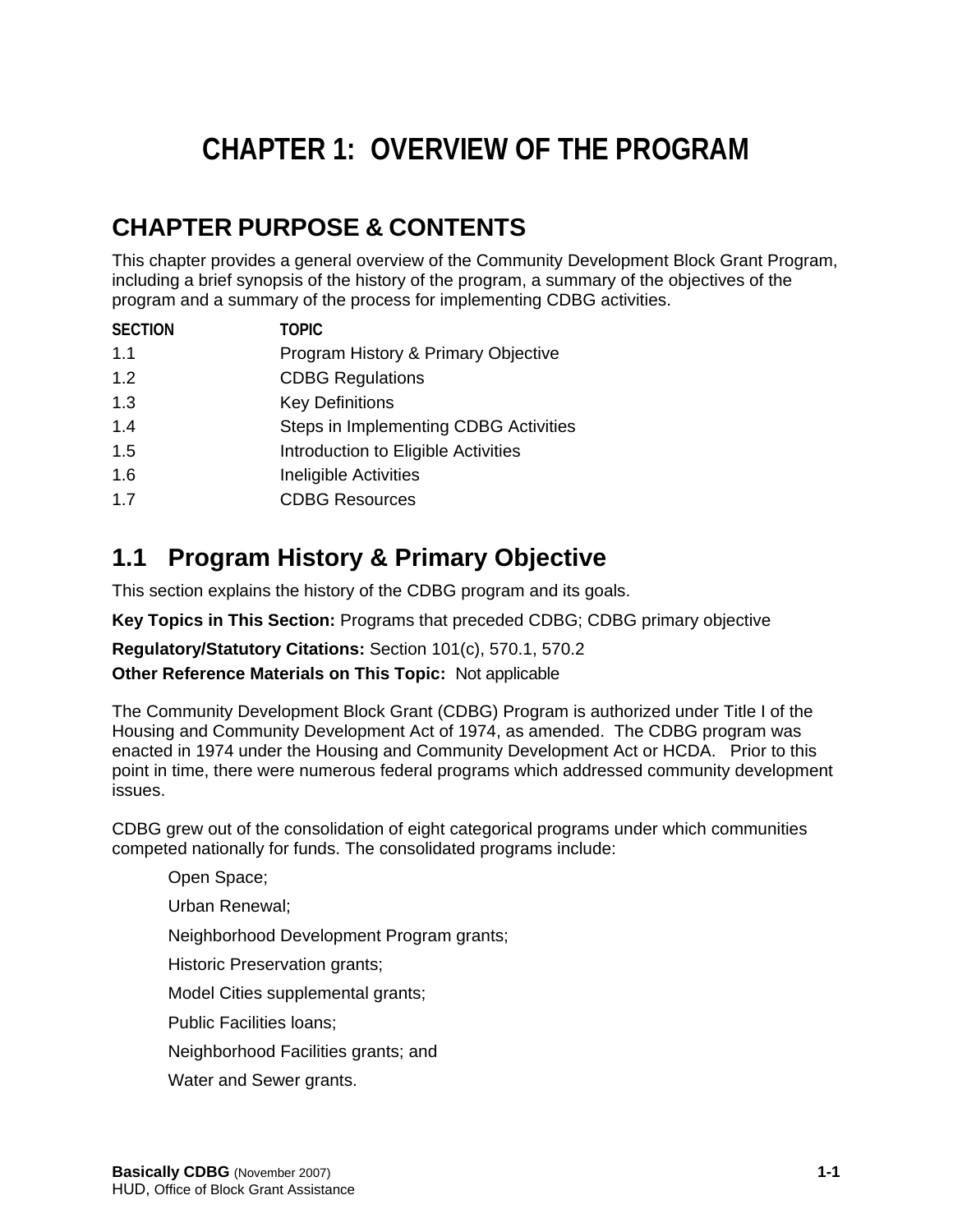# CHAPTER 1: OVERVIEW OF THE PROGRAM

## CHAPTER PURPOSE & CONTENTS

This chapter provides a general overview of the Community Development Block Grant Program, including a brief synopsis of the history of the program, a summary of the objectives of the program and a summary of the process for implementing CDBG activities.

| SECTION | TOPIC |
|---|---|
| 1.1 | Program History & Primary Objective |
| 1.2 | CDBG Regulations |
| 1.3 | Key Definitions |
| 1.4 | Steps in Implementing CDBG Activities |
| 1.5 | Introduction to Eligible Activities |
| 1.6 | Ineligible Activities |
| 1.7 | CDBG Resources |

## 1.1 Program History & Primary Objective

This section explains the history of the CDBG program and its goals.

**Key Topics in This Section:** Programs that preceded CDBG; CDBG primary objective

**Regulatory/Statutory Citations:** Section 101(c), 570.1, 570.2

**Other Reference Materials on This Topic:** Not applicable

The Community Development Block Grant (CDBG) Program is authorized under Title I of the Housing and Community Development Act of 1974, as amended. The CDBG program was enacted in 1974 under the Housing and Community Development Act or HCDA. Prior to this point in time, there were numerous federal programs which addressed community development issues.

CDBG grew out of the consolidation of eight categorical programs under which communities competed nationally for funds. The consolidated programs include:

- Open Space;
- Urban Renewal;
- Neighborhood Development Program grants;
- Historic Preservation grants;
- Model Cities supplemental grants;
- Public Facilities loans;
- Neighborhood Facilities grants; and
- Water and Sewer grants.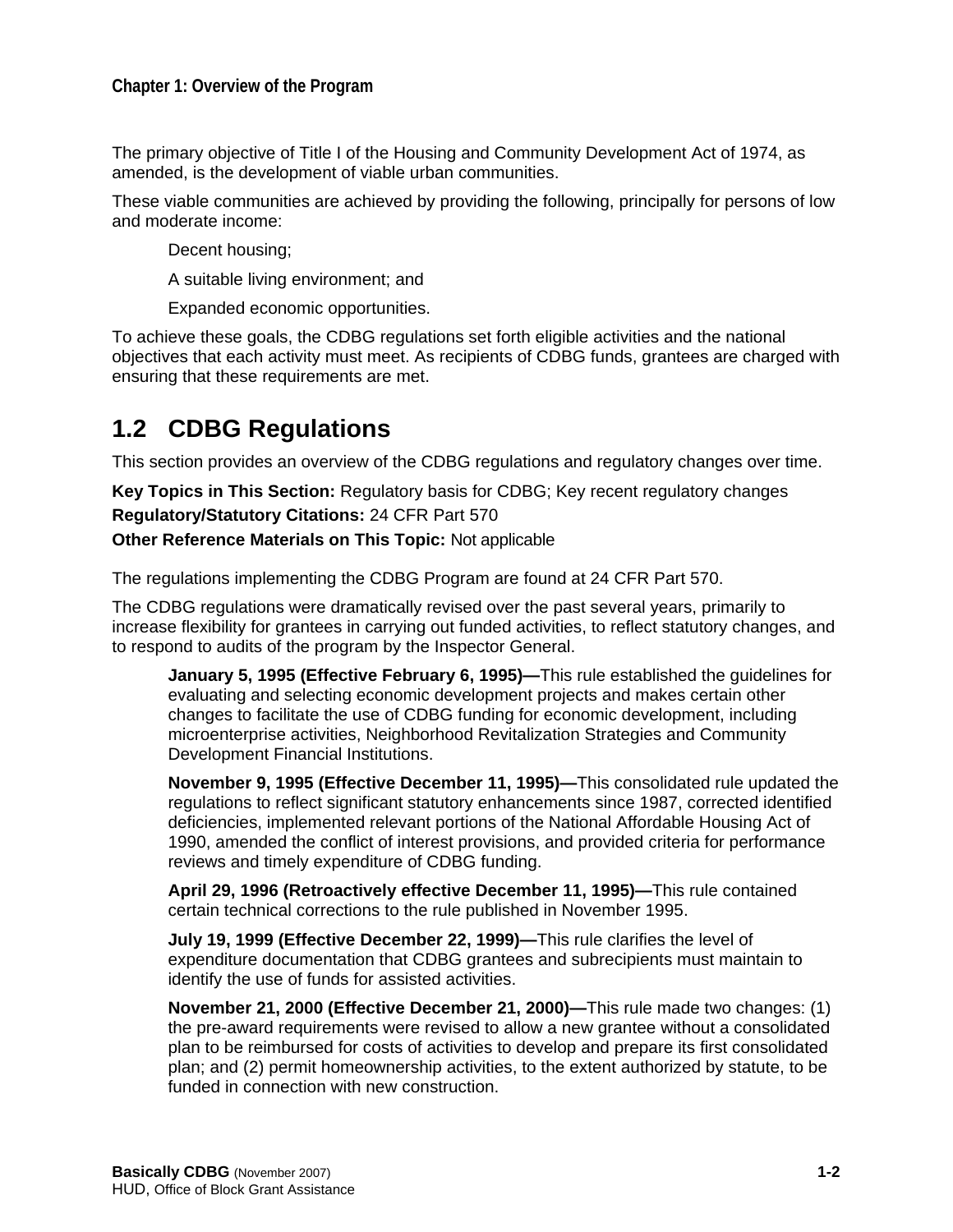The primary objective of Title I of the Housing and Community Development Act of 1974, as amended, is the development of viable urban communities.

These viable communities are achieved by providing the following, principally for persons of low and moderate income:

- Decent housing;
- A suitable living environment; and
- Expanded economic opportunities.

To achieve these goals, the CDBG regulations set forth eligible activities and the national objectives that each activity must meet. As recipients of CDBG funds, grantees are charged with ensuring that these requirements are met.

## 1.2 CDBG Regulations

This section provides an overview of the CDBG regulations and regulatory changes over time.

**Key Topics in This Section:** Regulatory basis for CDBG; Key recent regulatory changes

**Regulatory/Statutory Citations:** 24 CFR Part 570

**Other Reference Materials on This Topic:** Not applicable

The regulations implementing the CDBG Program are found at 24 CFR Part 570.

The CDBG regulations were dramatically revised over the past several years, primarily to increase flexibility for grantees in carrying out funded activities, to reflect statutory changes, and to respond to audits of the program by the Inspector General.

- **January 5, 1995 (Effective February 6, 1995)—**This rule established the guidelines for evaluating and selecting economic development projects and makes certain other changes to facilitate the use of CDBG funding for economic development, including microenterprise activities, Neighborhood Revitalization Strategies and Community Development Financial Institutions.

- **November 9, 1995 (Effective December 11, 1995)—**This consolidated rule updated the regulations to reflect significant statutory enhancements since 1987, corrected identified deficiencies, implemented relevant portions of the National Affordable Housing Act of 1990, amended the conflict of interest provisions, and provided criteria for performance reviews and timely expenditure of CDBG funding.

- **April 29, 1996 (Retroactively effective December 11, 1995)—**This rule contained certain technical corrections to the rule published in November 1995.

- **July 19, 1999 (Effective December 22, 1999)—**This rule clarifies the level of expenditure documentation that CDBG grantees and subrecipients must maintain to identify the use of funds for assisted activities.

- **November 21, 2000 (Effective December 21, 2000)—**This rule made two changes: (1) the pre-award requirements were revised to allow a new grantee without a consolidated plan to be reimbursed for costs of activities to develop and prepare its first consolidated plan; and (2) permit homeownership activities, to the extent authorized by statute, to be funded in connection with new construction.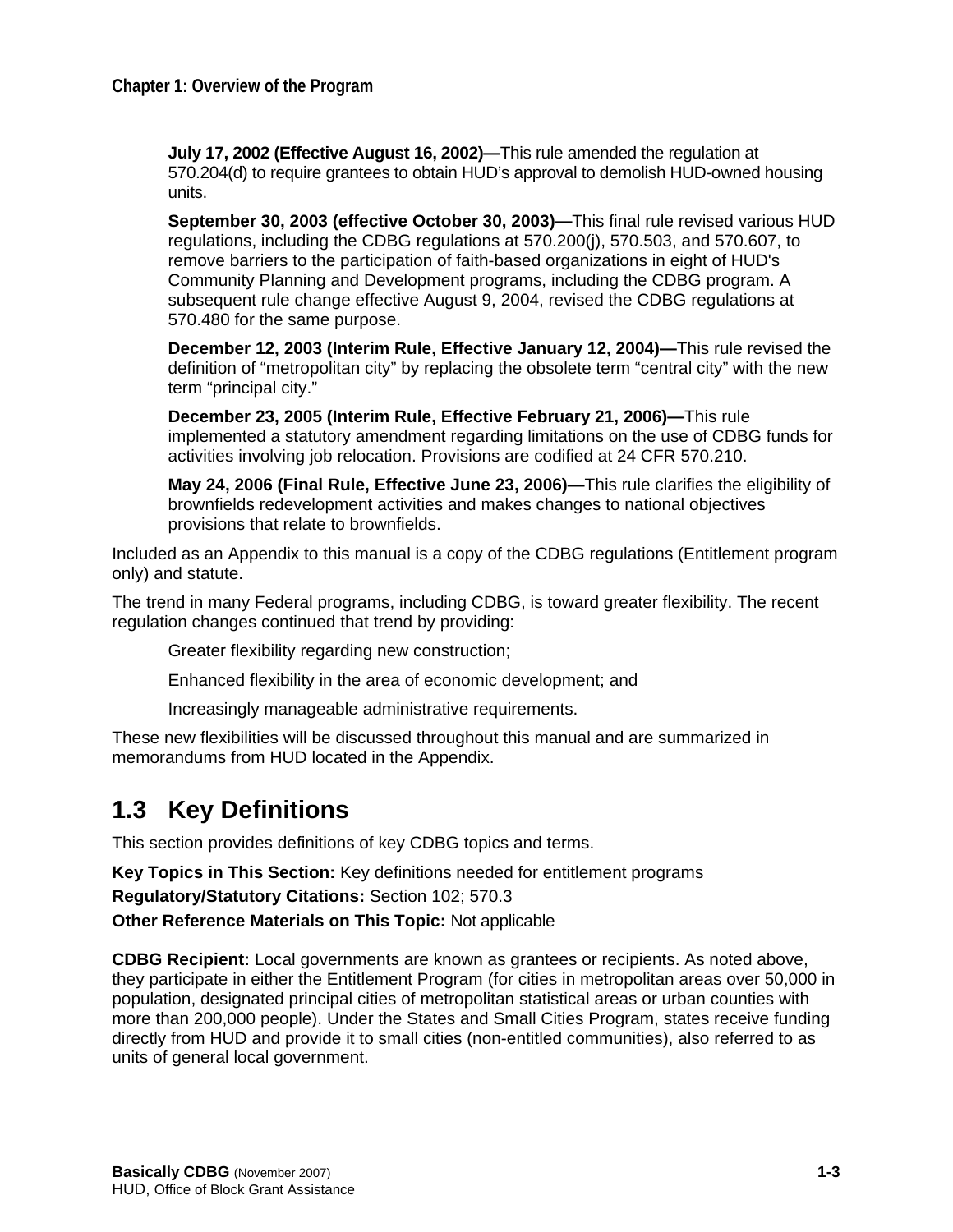**July 17, 2002 (Effective August 16, 2002)—**This rule amended the regulation at 570.204(d) to require grantees to obtain HUD's approval to demolish HUD-owned housing units.

**September 30, 2003 (effective October 30, 2003)—**This final rule revised various HUD regulations, including the CDBG regulations at 570.200(j), 570.503, and 570.607, to remove barriers to the participation of faith-based organizations in eight of HUD's Community Planning and Development programs, including the CDBG program. A subsequent rule change effective August 9, 2004, revised the CDBG regulations at 570.480 for the same purpose.

**December 12, 2003 (Interim Rule, Effective January 12, 2004)—**This rule revised the definition of "metropolitan city" by replacing the obsolete term "central city" with the new term "principal city."

**December 23, 2005 (Interim Rule, Effective February 21, 2006)—**This rule implemented a statutory amendment regarding limitations on the use of CDBG funds for activities involving job relocation. Provisions are codified at 24 CFR 570.210.

**May 24, 2006 (Final Rule, Effective June 23, 2006)—**This rule clarifies the eligibility of brownfields redevelopment activities and makes changes to national objectives provisions that relate to brownfields.

Included as an Appendix to this manual is a copy of the CDBG regulations (Entitlement program only) and statute.

The trend in many Federal programs, including CDBG, is toward greater flexibility. The recent regulation changes continued that trend by providing:

- Greater flexibility regarding new construction;
- Enhanced flexibility in the area of economic development; and
- Increasingly manageable administrative requirements.

These new flexibilities will be discussed throughout this manual and are summarized in memorandums from HUD located in the Appendix.

## 1.3 Key Definitions

This section provides definitions of key CDBG topics and terms.

**Key Topics in This Section:** Key definitions needed for entitlement programs

**Regulatory/Statutory Citations:** Section 102; 570.3

**Other Reference Materials on This Topic:** Not applicable

**CDBG Recipient:** Local governments are known as grantees or recipients. As noted above, they participate in either the Entitlement Program (for cities in metropolitan areas over 50,000 in population, designated principal cities of metropolitan statistical areas or urban counties with more than 200,000 people). Under the States and Small Cities Program, states receive funding directly from HUD and provide it to small cities (non-entitled communities), also referred to as units of general local government.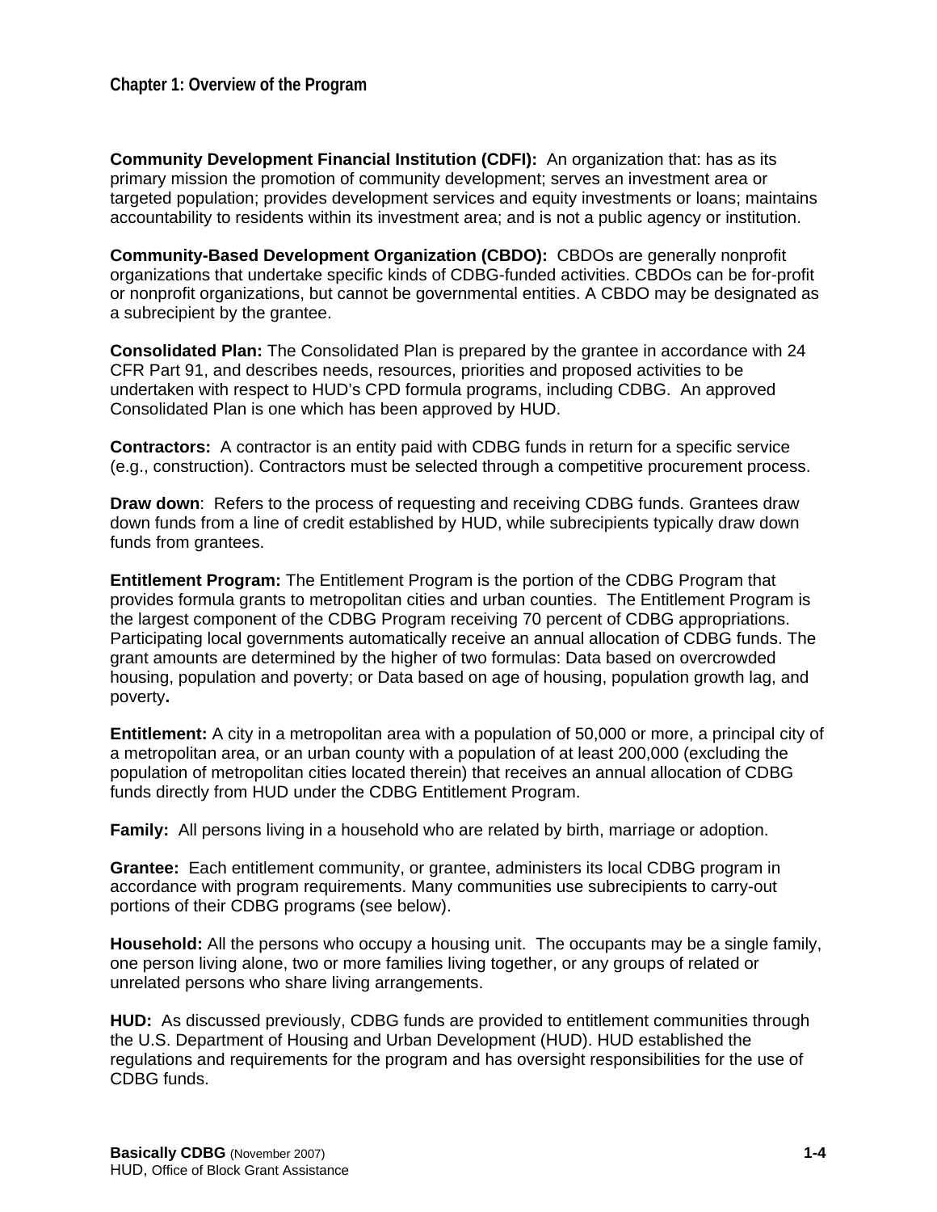**Community Development Financial Institution (CDFI):** An organization that: has as its primary mission the promotion of community development; serves an investment area or targeted population; provides development services and equity investments or loans; maintains accountability to residents within its investment area; and is not a public agency or institution.

**Community-Based Development Organization (CBDO):** CBDOs are generally nonprofit organizations that undertake specific kinds of CDBG-funded activities. CBDOs can be for-profit or nonprofit organizations, but cannot be governmental entities. A CBDO may be designated as a subrecipient by the grantee.

**Consolidated Plan:** The Consolidated Plan is prepared by the grantee in accordance with 24 CFR Part 91, and describes needs, resources, priorities and proposed activities to be undertaken with respect to HUD's CPD formula programs, including CDBG. An approved Consolidated Plan is one which has been approved by HUD.

**Contractors:** A contractor is an entity paid with CDBG funds in return for a specific service (e.g., construction). Contractors must be selected through a competitive procurement process.

**Draw down**: Refers to the process of requesting and receiving CDBG funds. Grantees draw down funds from a line of credit established by HUD, while subrecipients typically draw down funds from grantees.

**Entitlement Program:** The Entitlement Program is the portion of the CDBG Program that provides formula grants to metropolitan cities and urban counties. The Entitlement Program is the largest component of the CDBG Program receiving 70 percent of CDBG appropriations. Participating local governments automatically receive an annual allocation of CDBG funds. The grant amounts are determined by the higher of two formulas: Data based on overcrowded housing, population and poverty; or Data based on age of housing, population growth lag, and poverty**.**

**Entitlement:** A city in a metropolitan area with a population of 50,000 or more, a principal city of a metropolitan area, or an urban county with a population of at least 200,000 (excluding the population of metropolitan cities located therein) that receives an annual allocation of CDBG funds directly from HUD under the CDBG Entitlement Program.

**Family:** All persons living in a household who are related by birth, marriage or adoption.

**Grantee:** Each entitlement community, or grantee, administers its local CDBG program in accordance with program requirements. Many communities use subrecipients to carry-out portions of their CDBG programs (see below).

**Household:** All the persons who occupy a housing unit. The occupants may be a single family, one person living alone, two or more families living together, or any groups of related or unrelated persons who share living arrangements.

**HUD:** As discussed previously, CDBG funds are provided to entitlement communities through the U.S. Department of Housing and Urban Development (HUD). HUD established the regulations and requirements for the program and has oversight responsibilities for the use of CDBG funds.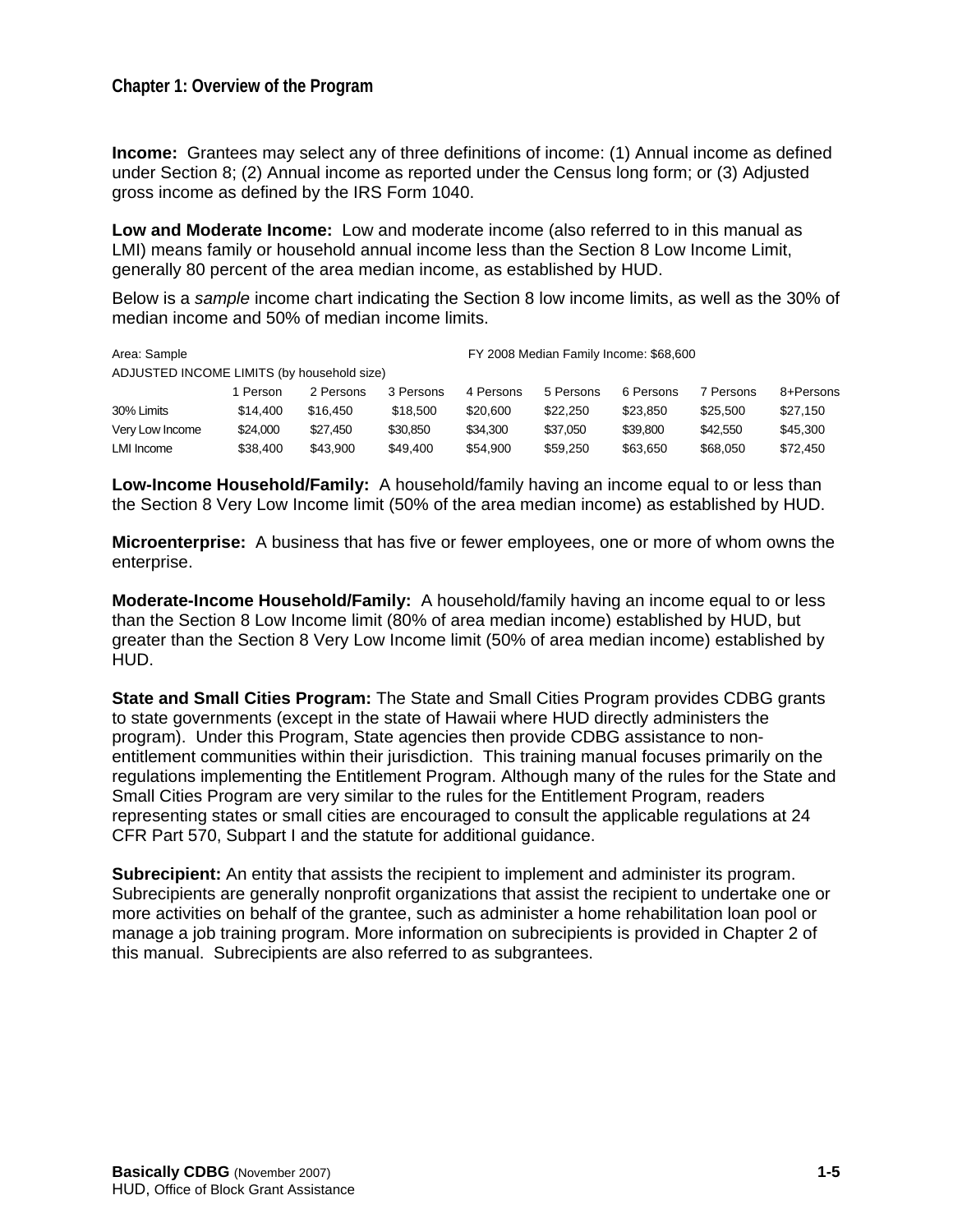**Income:** Grantees may select any of three definitions of income: (1) Annual income as defined under Section 8; (2) Annual income as reported under the Census long form; or (3) Adjusted gross income as defined by the IRS Form 1040.

**Low and Moderate Income:** Low and moderate income (also referred to in this manual as LMI) means family or household annual income less than the Section 8 Low Income Limit, generally 80 percent of the area median income, as established by HUD.

Below is a *sample* income chart indicating the Section 8 low income limits, as well as the 30% of median income and 50% of median income limits.

Area: Sample — FY 2008 Median Family Income: $68,600

ADJUSTED INCOME LIMITS (by household size)

| | 1 Person | 2 Persons | 3 Persons | 4 Persons | 5 Persons | 6 Persons | 7 Persons | 8+Persons |
|---|---|---|---|---|---|---|---|---|
| 30% Limits | $14,400 | $16,450 | $18,500 | $20,600 | $22,250 | $23,850 | $25,500 | $27,150 |
| Very Low Income | $24,000 | $27,450 | $30,850 | $34,300 | $37,050 | $39,800 | $42,550 | $45,300 |
| LMI Income | $38,400 | $43,900 | $49,400 | $54,900 | $59,250 | $63,650 | $68,050 | $72,450 |

**Low-Income Household/Family:** A household/family having an income equal to or less than the Section 8 Very Low Income limit (50% of the area median income) as established by HUD.

**Microenterprise:** A business that has five or fewer employees, one or more of whom owns the enterprise.

**Moderate-Income Household/Family:** A household/family having an income equal to or less than the Section 8 Low Income limit (80% of area median income) established by HUD, but greater than the Section 8 Very Low Income limit (50% of area median income) established by HUD.

**State and Small Cities Program:** The State and Small Cities Program provides CDBG grants to state governments (except in the state of Hawaii where HUD directly administers the program). Under this Program, State agencies then provide CDBG assistance to non-entitlement communities within their jurisdiction. This training manual focuses primarily on the regulations implementing the Entitlement Program. Although many of the rules for the State and Small Cities Program are very similar to the rules for the Entitlement Program, readers representing states or small cities are encouraged to consult the applicable regulations at 24 CFR Part 570, Subpart I and the statute for additional guidance.

**Subrecipient:** An entity that assists the recipient to implement and administer its program. Subrecipients are generally nonprofit organizations that assist the recipient to undertake one or more activities on behalf of the grantee, such as administer a home rehabilitation loan pool or manage a job training program. More information on subrecipients is provided in Chapter 2 of this manual. Subrecipients are also referred to as subgrantees.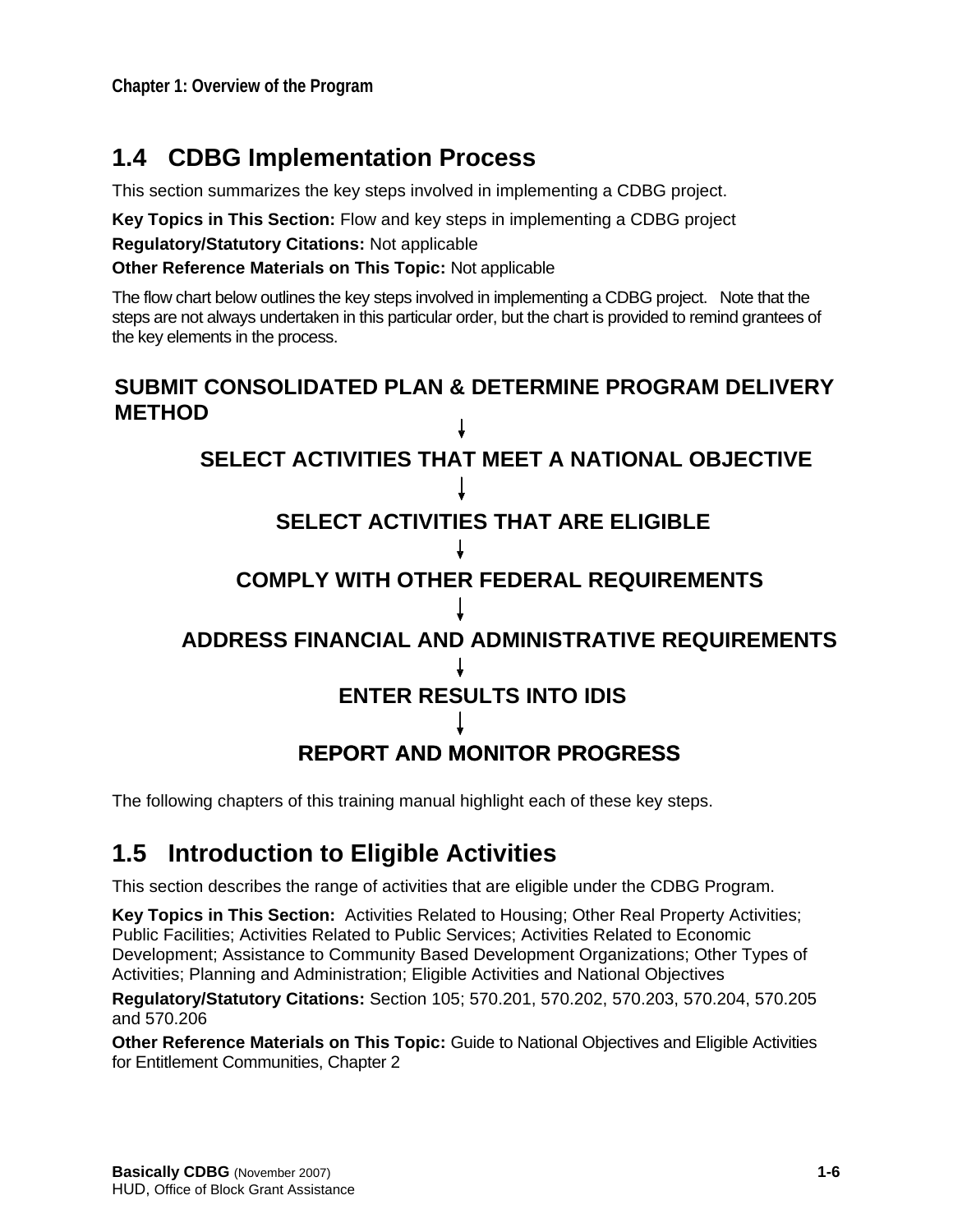## 1.4 CDBG Implementation Process

This section summarizes the key steps involved in implementing a CDBG project.

**Key Topics in This Section:** Flow and key steps in implementing a CDBG project

**Regulatory/Statutory Citations:** Not applicable

**Other Reference Materials on This Topic:** Not applicable

The flow chart below outlines the key steps involved in implementing a CDBG project. Note that the steps are not always undertaken in this particular order, but the chart is provided to remind grantees of the key elements in the process.

**SUBMIT CONSOLIDATED PLAN & DETERMINE PROGRAM DELIVERY METHOD**

↓

**SELECT ACTIVITIES THAT MEET A NATIONAL OBJECTIVE**

↓

**SELECT ACTIVITIES THAT ARE ELIGIBLE**

↓

**COMPLY WITH OTHER FEDERAL REQUIREMENTS**

↓

**ADDRESS FINANCIAL AND ADMINISTRATIVE REQUIREMENTS**

↓

**ENTER RESULTS INTO IDIS**

↓

**REPORT AND MONITOR PROGRESS**

The following chapters of this training manual highlight each of these key steps.

## 1.5 Introduction to Eligible Activities

This section describes the range of activities that are eligible under the CDBG Program.

**Key Topics in This Section:** Activities Related to Housing; Other Real Property Activities; Public Facilities; Activities Related to Public Services; Activities Related to Economic Development; Assistance to Community Based Development Organizations; Other Types of Activities; Planning and Administration; Eligible Activities and National Objectives

**Regulatory/Statutory Citations:** Section 105; 570.201, 570.202, 570.203, 570.204, 570.205 and 570.206

**Other Reference Materials on This Topic:** Guide to National Objectives and Eligible Activities for Entitlement Communities, Chapter 2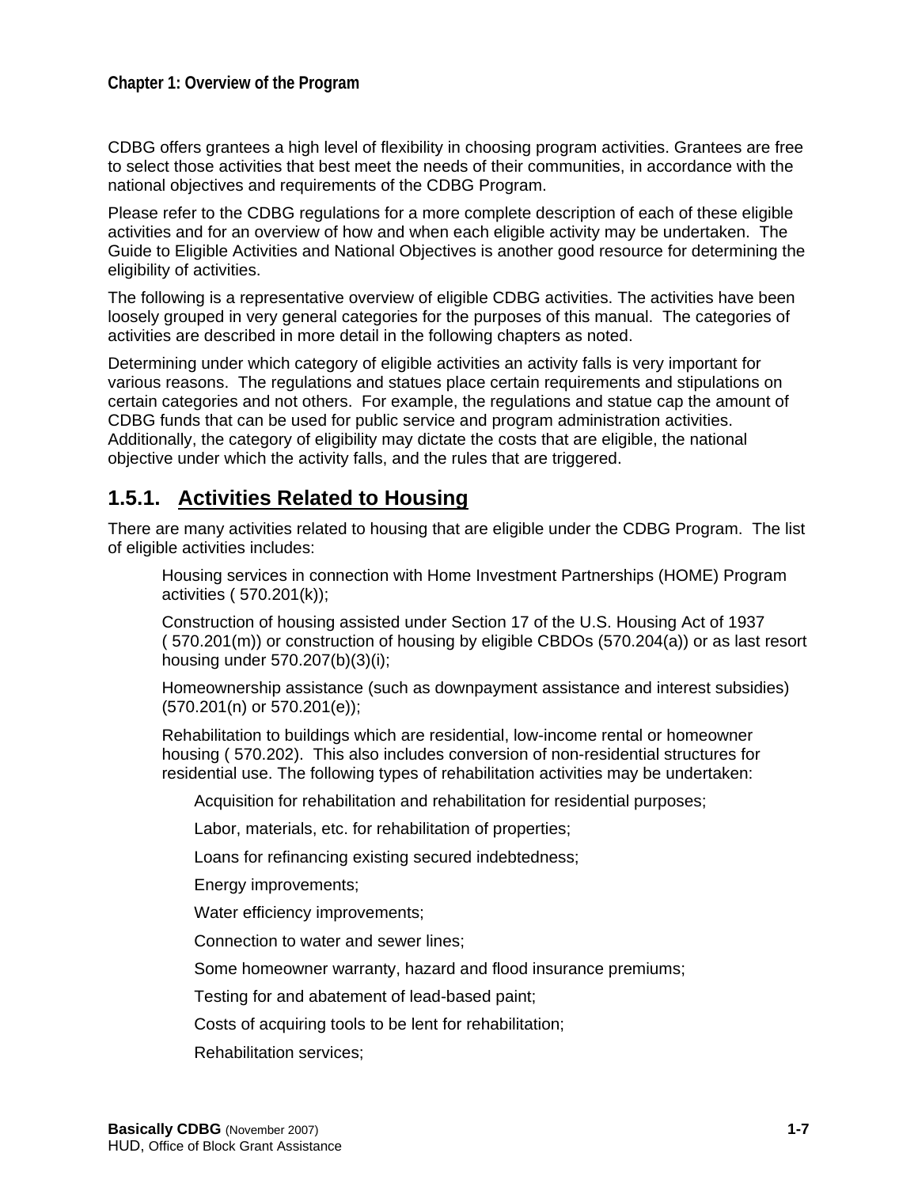CDBG offers grantees a high level of flexibility in choosing program activities. Grantees are free to select those activities that best meet the needs of their communities, in accordance with the national objectives and requirements of the CDBG Program.

Please refer to the CDBG regulations for a more complete description of each of these eligible activities and for an overview of how and when each eligible activity may be undertaken. The Guide to Eligible Activities and National Objectives is another good resource for determining the eligibility of activities.

The following is a representative overview of eligible CDBG activities. The activities have been loosely grouped in very general categories for the purposes of this manual. The categories of activities are described in more detail in the following chapters as noted.

Determining under which category of eligible activities an activity falls is very important for various reasons. The regulations and statues place certain requirements and stipulations on certain categories and not others. For example, the regulations and statue cap the amount of CDBG funds that can be used for public service and program administration activities. Additionally, the category of eligibility may dictate the costs that are eligible, the national objective under which the activity falls, and the rules that are triggered.

## 1.5.1. Activities Related to Housing

There are many activities related to housing that are eligible under the CDBG Program. The list of eligible activities includes:

- Housing services in connection with Home Investment Partnerships (HOME) Program activities ( 570.201(k));
- Construction of housing assisted under Section 17 of the U.S. Housing Act of 1937 ( 570.201(m)) or construction of housing by eligible CBDOs (570.204(a)) or as last resort housing under 570.207(b)(3)(i);
- Homeownership assistance (such as downpayment assistance and interest subsidies) (570.201(n) or 570.201(e));
- Rehabilitation to buildings which are residential, low-income rental or homeowner housing ( 570.202). This also includes conversion of non-residential structures for residential use. The following types of rehabilitation activities may be undertaken:
  - Acquisition for rehabilitation and rehabilitation for residential purposes;
  - Labor, materials, etc. for rehabilitation of properties;
  - Loans for refinancing existing secured indebtedness;
  - Energy improvements;
  - Water efficiency improvements;
  - Connection to water and sewer lines;
  - Some homeowner warranty, hazard and flood insurance premiums;
  - Testing for and abatement of lead-based paint;
  - Costs of acquiring tools to be lent for rehabilitation;
  - Rehabilitation services;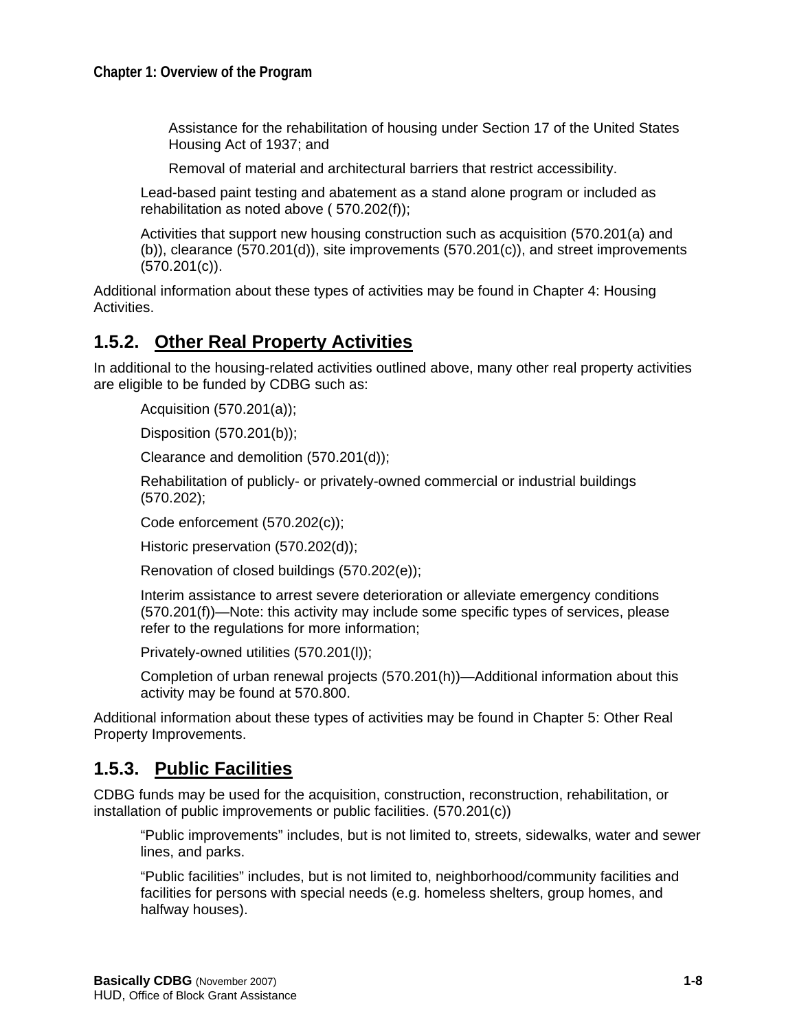- Assistance for the rehabilitation of housing under Section 17 of the United States Housing Act of 1937; and
- Removal of material and architectural barriers that restrict accessibility.

- Lead-based paint testing and abatement as a stand alone program or included as rehabilitation as noted above ( 570.202(f));
- Activities that support new housing construction such as acquisition (570.201(a) and (b)), clearance (570.201(d)), site improvements (570.201(c)), and street improvements (570.201(c)).

Additional information about these types of activities may be found in Chapter 4: Housing Activities.

## 1.5.2. Other Real Property Activities

In additional to the housing-related activities outlined above, many other real property activities are eligible to be funded by CDBG such as:

- Acquisition (570.201(a));
- Disposition (570.201(b));
- Clearance and demolition (570.201(d));
- Rehabilitation of publicly- or privately-owned commercial or industrial buildings (570.202);
- Code enforcement (570.202(c));
- Historic preservation (570.202(d));
- Renovation of closed buildings (570.202(e));
- Interim assistance to arrest severe deterioration or alleviate emergency conditions (570.201(f))—Note: this activity may include some specific types of services, please refer to the regulations for more information;
- Privately-owned utilities (570.201(l));
- Completion of urban renewal projects (570.201(h))—Additional information about this activity may be found at 570.800.

Additional information about these types of activities may be found in Chapter 5: Other Real Property Improvements.

## 1.5.3. Public Facilities

CDBG funds may be used for the acquisition, construction, reconstruction, rehabilitation, or installation of public improvements or public facilities. (570.201(c))

- "Public improvements" includes, but is not limited to, streets, sidewalks, water and sewer lines, and parks.
- "Public facilities" includes, but is not limited to, neighborhood/community facilities and facilities for persons with special needs (e.g. homeless shelters, group homes, and halfway houses).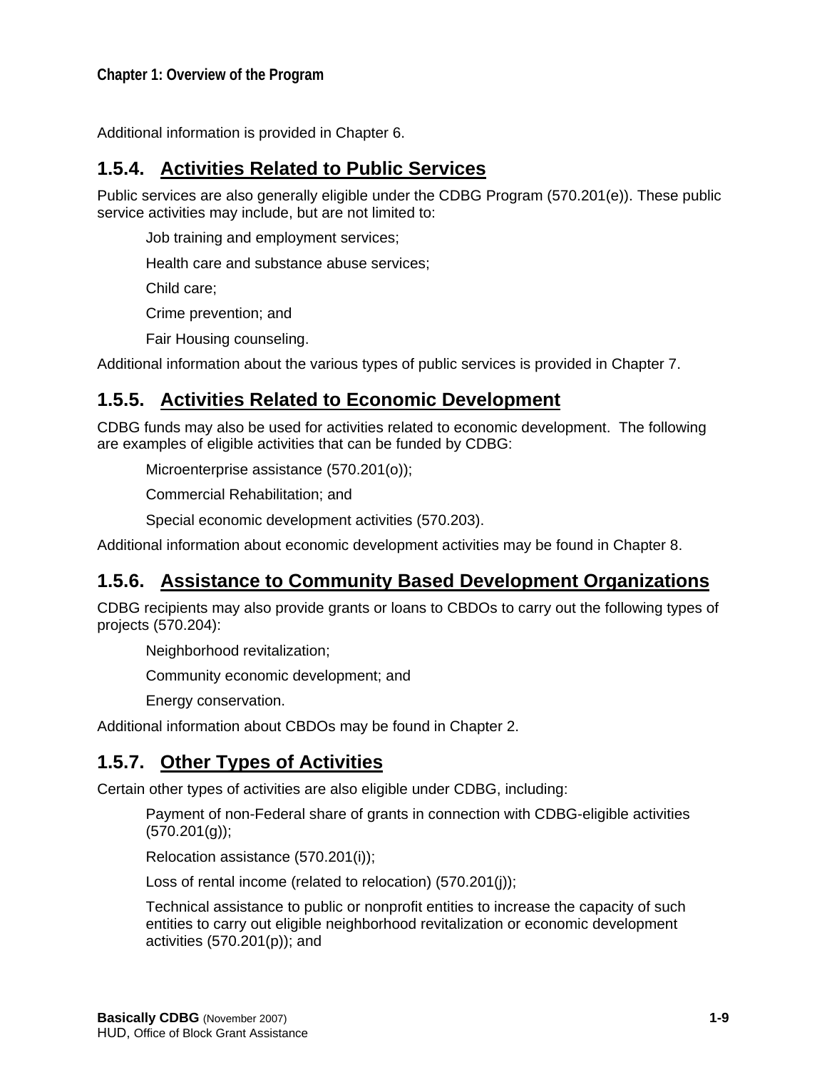Additional information is provided in Chapter 6.

### 1.5.4. Activities Related to Public Services

Public services are also generally eligible under the CDBG Program (570.201(e)). These public service activities may include, but are not limited to:

- Job training and employment services;
- Health care and substance abuse services;
- Child care;
- Crime prevention; and
- Fair Housing counseling.

Additional information about the various types of public services is provided in Chapter 7.

### 1.5.5. Activities Related to Economic Development

CDBG funds may also be used for activities related to economic development. The following are examples of eligible activities that can be funded by CDBG:

- Microenterprise assistance (570.201(o));
- Commercial Rehabilitation; and
- Special economic development activities (570.203).

Additional information about economic development activities may be found in Chapter 8.

### 1.5.6. Assistance to Community Based Development Organizations

CDBG recipients may also provide grants or loans to CBDOs to carry out the following types of projects (570.204):

- Neighborhood revitalization;
- Community economic development; and
- Energy conservation.

Additional information about CBDOs may be found in Chapter 2.

### 1.5.7. Other Types of Activities

Certain other types of activities are also eligible under CDBG, including:

- Payment of non-Federal share of grants in connection with CDBG-eligible activities (570.201(g));
- Relocation assistance (570.201(i));
- Loss of rental income (related to relocation) (570.201(j));
- Technical assistance to public or nonprofit entities to increase the capacity of such entities to carry out eligible neighborhood revitalization or economic development activities (570.201(p)); and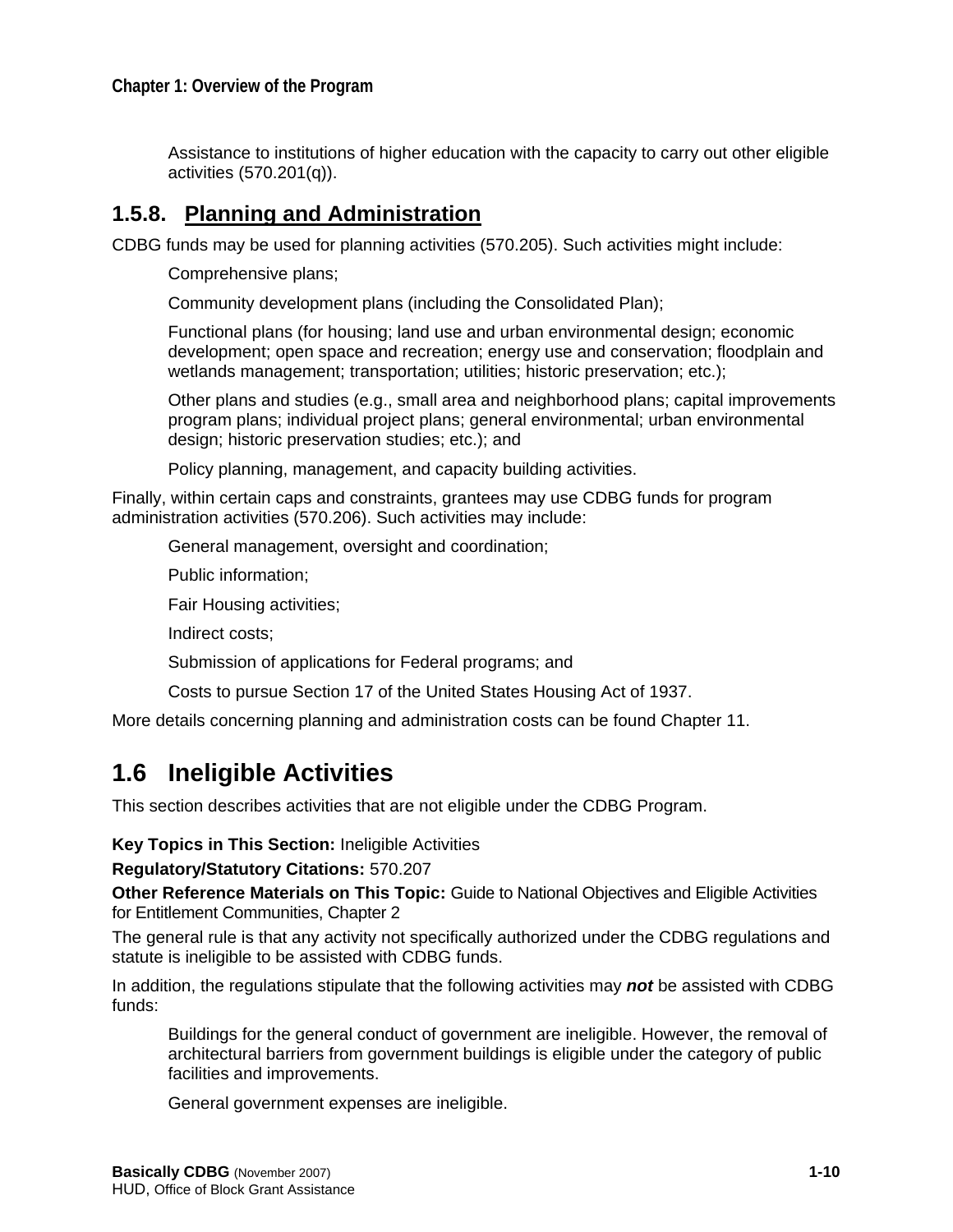Assistance to institutions of higher education with the capacity to carry out other eligible activities (570.201(q)).

### 1.5.8. Planning and Administration

CDBG funds may be used for planning activities (570.205). Such activities might include:

- Comprehensive plans;
- Community development plans (including the Consolidated Plan);
- Functional plans (for housing; land use and urban environmental design; economic development; open space and recreation; energy use and conservation; floodplain and wetlands management; transportation; utilities; historic preservation; etc.);
- Other plans and studies (e.g., small area and neighborhood plans; capital improvements program plans; individual project plans; general environmental; urban environmental design; historic preservation studies; etc.); and
- Policy planning, management, and capacity building activities.

Finally, within certain caps and constraints, grantees may use CDBG funds for program administration activities (570.206). Such activities may include:

- General management, oversight and coordination;
- Public information;
- Fair Housing activities;
- Indirect costs;
- Submission of applications for Federal programs; and
- Costs to pursue Section 17 of the United States Housing Act of 1937.

More details concerning planning and administration costs can be found Chapter 11.

## 1.6 Ineligible Activities

This section describes activities that are not eligible under the CDBG Program.

**Key Topics in This Section:** Ineligible Activities

**Regulatory/Statutory Citations:** 570.207

**Other Reference Materials on This Topic:** Guide to National Objectives and Eligible Activities for Entitlement Communities, Chapter 2

The general rule is that any activity not specifically authorized under the CDBG regulations and statute is ineligible to be assisted with CDBG funds.

In addition, the regulations stipulate that the following activities may ***not*** be assisted with CDBG funds:

- Buildings for the general conduct of government are ineligible. However, the removal of architectural barriers from government buildings is eligible under the category of public facilities and improvements.
- General government expenses are ineligible.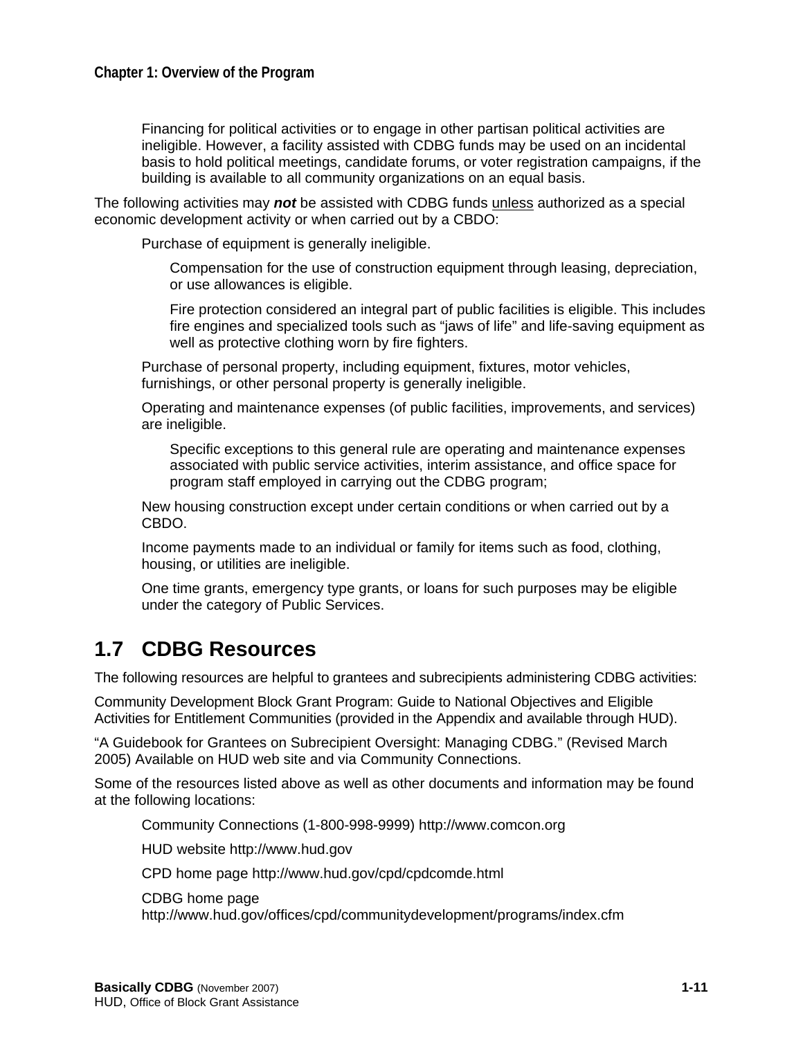Financing for political activities or to engage in other partisan political activities are ineligible. However, a facility assisted with CDBG funds may be used on an incidental basis to hold political meetings, candidate forums, or voter registration campaigns, if the building is available to all community organizations on an equal basis.

The following activities may ***not*** be assisted with CDBG funds <u>unless</u> authorized as a special economic development activity or when carried out by a CBDO:

- Purchase of equipment is generally ineligible.
  - Compensation for the use of construction equipment through leasing, depreciation, or use allowances is eligible.
  - Fire protection considered an integral part of public facilities is eligible. This includes fire engines and specialized tools such as "jaws of life" and life-saving equipment as well as protective clothing worn by fire fighters.
- Purchase of personal property, including equipment, fixtures, motor vehicles, furnishings, or other personal property is generally ineligible.
- Operating and maintenance expenses (of public facilities, improvements, and services) are ineligible.
  - Specific exceptions to this general rule are operating and maintenance expenses associated with public service activities, interim assistance, and office space for program staff employed in carrying out the CDBG program;
- New housing construction except under certain conditions or when carried out by a CBDO.
- Income payments made to an individual or family for items such as food, clothing, housing, or utilities are ineligible.
- One time grants, emergency type grants, or loans for such purposes may be eligible under the category of Public Services.

## 1.7 CDBG Resources

The following resources are helpful to grantees and subrecipients administering CDBG activities:

Community Development Block Grant Program: Guide to National Objectives and Eligible Activities for Entitlement Communities (provided in the Appendix and available through HUD).

"A Guidebook for Grantees on Subrecipient Oversight: Managing CDBG." (Revised March 2005) Available on HUD web site and via Community Connections.

Some of the resources listed above as well as other documents and information may be found at the following locations:

- Community Connections (1-800-998-9999) http://www.comcon.org
- HUD website http://www.hud.gov
- CPD home page http://www.hud.gov/cpd/cpdcomde.html
- CDBG home page http://www.hud.gov/offices/cpd/communitydevelopment/programs/index.cfm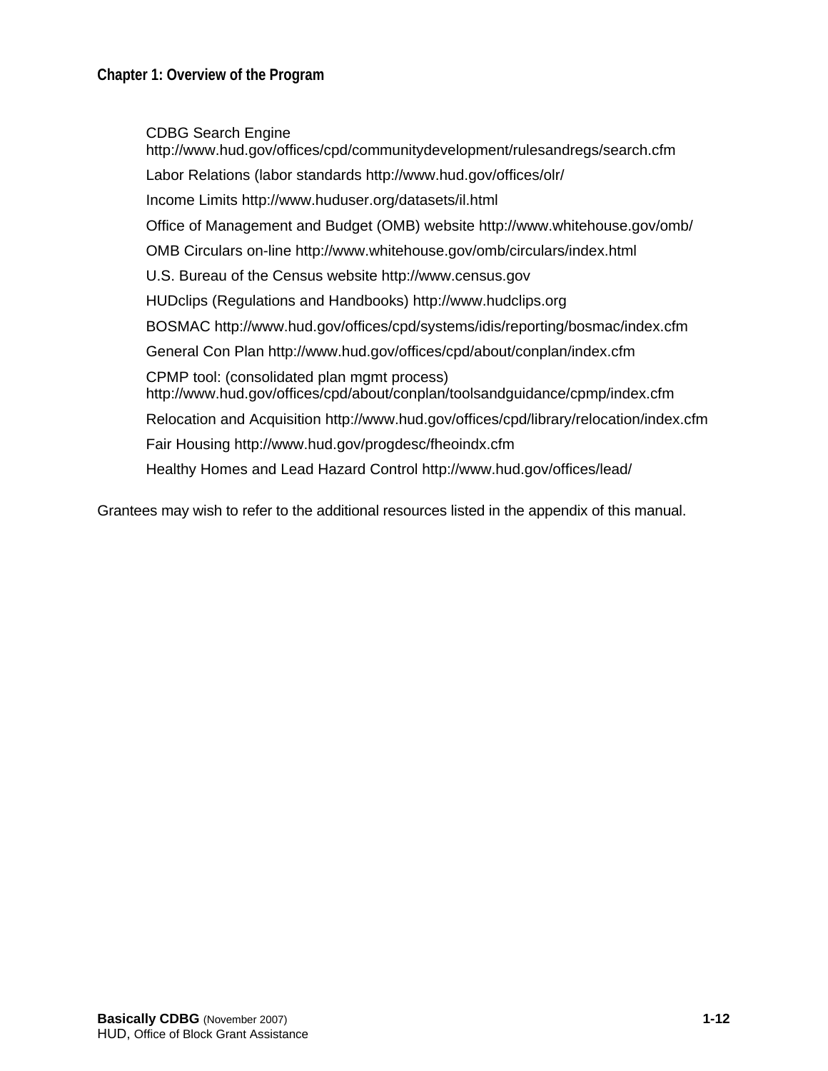CDBG Search Engine
http://www.hud.gov/offices/cpd/communitydevelopment/rulesandregs/search.cfm

Labor Relations (labor standards http://www.hud.gov/offices/olr/

Income Limits http://www.huduser.org/datasets/il.html

Office of Management and Budget (OMB) website http://www.whitehouse.gov/omb/

OMB Circulars on-line http://www.whitehouse.gov/omb/circulars/index.html

U.S. Bureau of the Census website http://www.census.gov

HUDclips (Regulations and Handbooks) http://www.hudclips.org

BOSMAC http://www.hud.gov/offices/cpd/systems/idis/reporting/bosmac/index.cfm

General Con Plan http://www.hud.gov/offices/cpd/about/conplan/index.cfm

CPMP tool: (consolidated plan mgmt process)
http://www.hud.gov/offices/cpd/about/conplan/toolsandguidance/cpmp/index.cfm

Relocation and Acquisition http://www.hud.gov/offices/cpd/library/relocation/index.cfm

Fair Housing http://www.hud.gov/progdesc/fheoindx.cfm

Healthy Homes and Lead Hazard Control http://www.hud.gov/offices/lead/

Grantees may wish to refer to the additional resources listed in the appendix of this manual.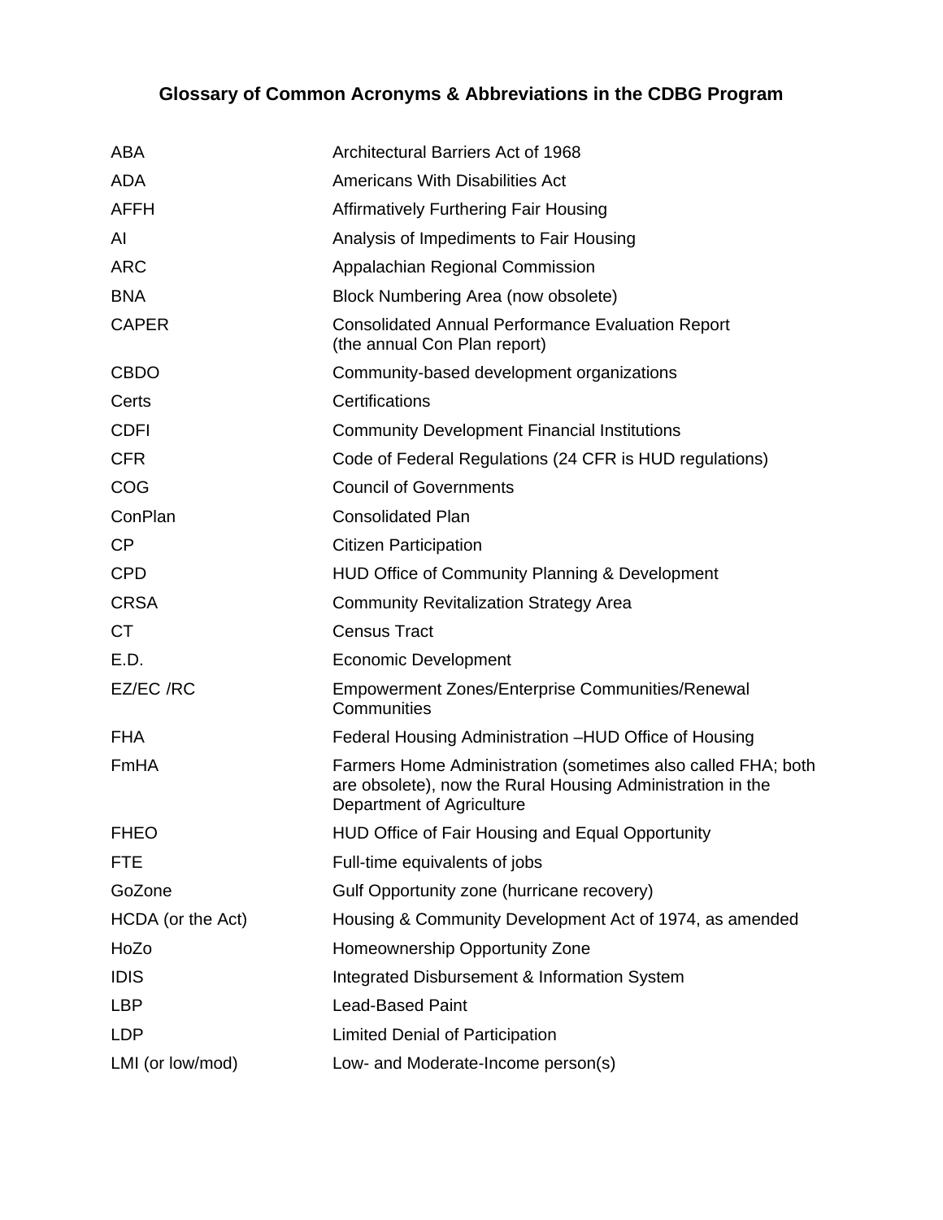# Glossary of Common Acronyms & Abbreviations in the CDBG Program

| | |
|---|---|
| ABA | Architectural Barriers Act of 1968 |
| ADA | Americans With Disabilities Act |
| AFFH | Affirmatively Furthering Fair Housing |
| AI | Analysis of Impediments to Fair Housing |
| ARC | Appalachian Regional Commission |
| BNA | Block Numbering Area (now obsolete) |
| CAPER | Consolidated Annual Performance Evaluation Report (the annual Con Plan report) |
| CBDO | Community-based development organizations |
| Certs | Certifications |
| CDFI | Community Development Financial Institutions |
| CFR | Code of Federal Regulations (24 CFR is HUD regulations) |
| COG | Council of Governments |
| ConPlan | Consolidated Plan |
| CP | Citizen Participation |
| CPD | HUD Office of Community Planning & Development |
| CRSA | Community Revitalization Strategy Area |
| CT | Census Tract |
| E.D. | Economic Development |
| EZ/EC /RC | Empowerment Zones/Enterprise Communities/Renewal Communities |
| FHA | Federal Housing Administration –HUD Office of Housing |
| FmHA | Farmers Home Administration (sometimes also called FHA; both are obsolete), now the Rural Housing Administration in the Department of Agriculture |
| FHEO | HUD Office of Fair Housing and Equal Opportunity |
| FTE | Full-time equivalents of jobs |
| GoZone | Gulf Opportunity zone (hurricane recovery) |
| HCDA (or the Act) | Housing & Community Development Act of 1974, as amended |
| HoZo | Homeownership Opportunity Zone |
| IDIS | Integrated Disbursement & Information System |
| LBP | Lead-Based Paint |
| LDP | Limited Denial of Participation |
| LMI (or low/mod) | Low- and Moderate-Income person(s) |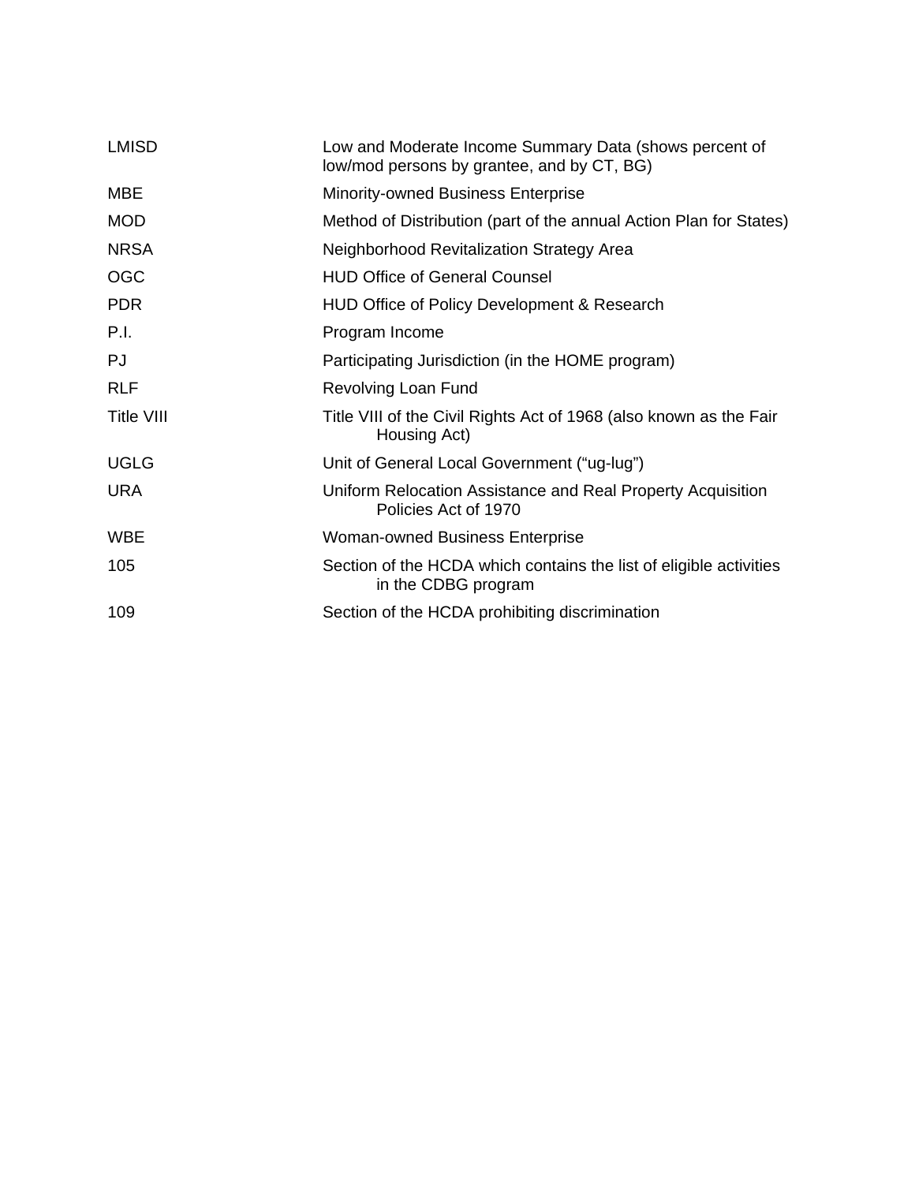| | |
|---|---|
| LMISD | Low and Moderate Income Summary Data (shows percent of low/mod persons by grantee, and by CT, BG) |
| MBE | Minority-owned Business Enterprise |
| MOD | Method of Distribution (part of the annual Action Plan for States) |
| NRSA | Neighborhood Revitalization Strategy Area |
| OGC | HUD Office of General Counsel |
| PDR | HUD Office of Policy Development & Research |
| P.I. | Program Income |
| PJ | Participating Jurisdiction (in the HOME program) |
| RLF | Revolving Loan Fund |
| Title VIII | Title VIII of the Civil Rights Act of 1968 (also known as the Fair Housing Act) |
| UGLG | Unit of General Local Government ("ug-lug") |
| URA | Uniform Relocation Assistance and Real Property Acquisition Policies Act of 1970 |
| WBE | Woman-owned Business Enterprise |
| 105 | Section of the HCDA which contains the list of eligible activities in the CDBG program |
| 109 | Section of the HCDA prohibiting discrimination |